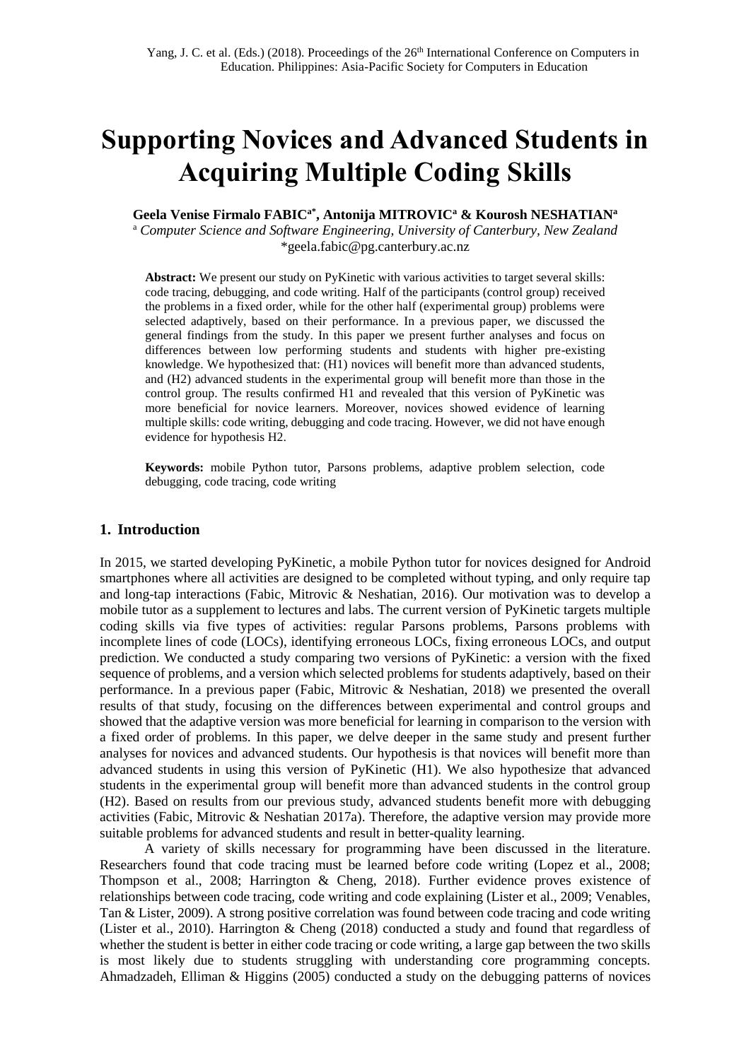Yang, J. C. et al. (Eds.) (2018). Proceedings of the 26th International Conference on Computers in Education. Philippines: Asia-Pacific Society for Computers in Education

# Supporting Novices and Advanced Students in Acquiring Multiple Coding Skills

**Geela Venise Firmalo FABIC[a*], Antonija MITROVIC[a] & Kourosh NESHATIAN[a]**

[a] *Computer Science and Software Engineering, University of Canterbury, New Zealand*
*geela.fabic@pg.canterbury.ac.nz

**Abstract:** We present our study on PyKinetic with various activities to target several skills: code tracing, debugging, and code writing. Half of the participants (control group) received the problems in a fixed order, while for the other half (experimental group) problems were selected adaptively, based on their performance. In a previous paper, we discussed the general findings from the study. In this paper we present further analyses and focus on differences between low performing students and students with higher pre-existing knowledge. We hypothesized that: (H1) novices will benefit more than advanced students, and (H2) advanced students in the experimental group will benefit more than those in the control group. The results confirmed H1 and revealed that this version of PyKinetic was more beneficial for novice learners. Moreover, novices showed evidence of learning multiple skills: code writing, debugging and code tracing. However, we did not have enough evidence for hypothesis H2.

**Keywords:** mobile Python tutor, Parsons problems, adaptive problem selection, code debugging, code tracing, code writing

## 1. Introduction

In 2015, we started developing PyKinetic, a mobile Python tutor for novices designed for Android smartphones where all activities are designed to be completed without typing, and only require tap and long-tap interactions (Fabic, Mitrovic & Neshatian, 2016). Our motivation was to develop a mobile tutor as a supplement to lectures and labs. The current version of PyKinetic targets multiple coding skills via five types of activities: regular Parsons problems, Parsons problems with incomplete lines of code (LOCs), identifying erroneous LOCs, fixing erroneous LOCs, and output prediction. We conducted a study comparing two versions of PyKinetic: a version with the fixed sequence of problems, and a version which selected problems for students adaptively, based on their performance. In a previous paper (Fabic, Mitrovic & Neshatian, 2018) we presented the overall results of that study, focusing on the differences between experimental and control groups and showed that the adaptive version was more beneficial for learning in comparison to the version with a fixed order of problems. In this paper, we delve deeper in the same study and present further analyses for novices and advanced students. Our hypothesis is that novices will benefit more than advanced students in using this version of PyKinetic (H1). We also hypothesize that advanced students in the experimental group will benefit more than advanced students in the control group (H2). Based on results from our previous study, advanced students benefit more with debugging activities (Fabic, Mitrovic & Neshatian 2017a). Therefore, the adaptive version may provide more suitable problems for advanced students and result in better-quality learning.

A variety of skills necessary for programming have been discussed in the literature. Researchers found that code tracing must be learned before code writing (Lopez et al., 2008; Thompson et al., 2008; Harrington & Cheng, 2018). Further evidence proves existence of relationships between code tracing, code writing and code explaining (Lister et al., 2009; Venables, Tan & Lister, 2009). A strong positive correlation was found between code tracing and code writing (Lister et al., 2010). Harrington & Cheng (2018) conducted a study and found that regardless of whether the student is better in either code tracing or code writing, a large gap between the two skills is most likely due to students struggling with understanding core programming concepts. Ahmadzadeh, Elliman & Higgins (2005) conducted a study on the debugging patterns of novices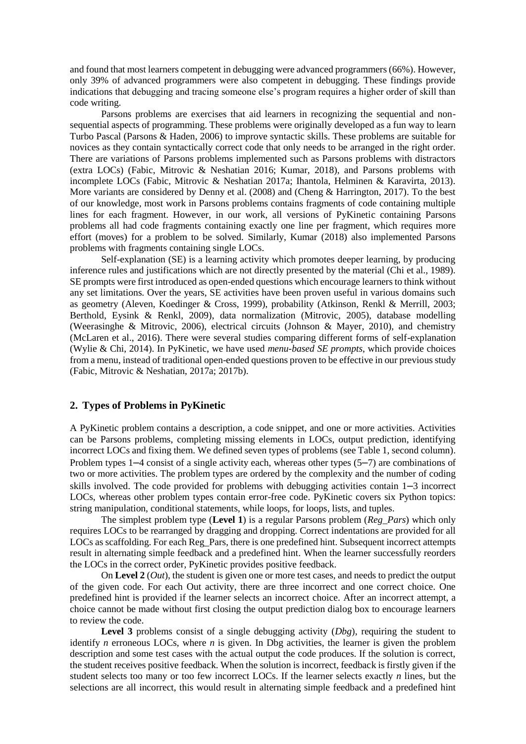and found that most learners competent in debugging were advanced programmers (66%). However, only 39% of advanced programmers were also competent in debugging. These findings provide indications that debugging and tracing someone else's program requires a higher order of skill than code writing.

Parsons problems are exercises that aid learners in recognizing the sequential and non-sequential aspects of programming. These problems were originally developed as a fun way to learn Turbo Pascal (Parsons & Haden, 2006) to improve syntactic skills. These problems are suitable for novices as they contain syntactically correct code that only needs to be arranged in the right order. There are variations of Parsons problems implemented such as Parsons problems with distractors (extra LOCs) (Fabic, Mitrovic & Neshatian 2016; Kumar, 2018), and Parsons problems with incomplete LOCs (Fabic, Mitrovic & Neshatian 2017a; Ihantola, Helminen & Karavirta, 2013). More variants are considered by Denny et al. (2008) and (Cheng & Harrington, 2017). To the best of our knowledge, most work in Parsons problems contains fragments of code containing multiple lines for each fragment. However, in our work, all versions of PyKinetic containing Parsons problems all had code fragments containing exactly one line per fragment, which requires more effort (moves) for a problem to be solved. Similarly, Kumar (2018) also implemented Parsons problems with fragments containing single LOCs.

Self-explanation (SE) is a learning activity which promotes deeper learning, by producing inference rules and justifications which are not directly presented by the material (Chi et al., 1989). SE prompts were first introduced as open-ended questions which encourage learners to think without any set limitations. Over the years, SE activities have been proven useful in various domains such as geometry (Aleven, Koedinger & Cross, 1999), probability (Atkinson, Renkl & Merrill, 2003; Berthold, Eysink & Renkl, 2009), data normalization (Mitrovic, 2005), database modelling (Weerasinghe & Mitrovic, 2006), electrical circuits (Johnson & Mayer, 2010), and chemistry (McLaren et al., 2016). There were several studies comparing different forms of self-explanation (Wylie & Chi, 2014). In PyKinetic, we have used *menu-based SE prompts*, which provide choices from a menu, instead of traditional open-ended questions proven to be effective in our previous study (Fabic, Mitrovic & Neshatian, 2017a; 2017b).

## 2. Types of Problems in PyKinetic

A PyKinetic problem contains a description, a code snippet, and one or more activities. Activities can be Parsons problems, completing missing elements in LOCs, output prediction, identifying incorrect LOCs and fixing them. We defined seven types of problems (see Table 1, second column). Problem types 1–4 consist of a single activity each, whereas other types (5–7) are combinations of two or more activities. The problem types are ordered by the complexity and the number of coding skills involved. The code provided for problems with debugging activities contain 1–3 incorrect LOCs, whereas other problem types contain error-free code. PyKinetic covers six Python topics: string manipulation, conditional statements, while loops, for loops, lists, and tuples.

The simplest problem type (**Level 1**) is a regular Parsons problem (*Reg_Pars*) which only requires LOCs to be rearranged by dragging and dropping. Correct indentations are provided for all LOCs as scaffolding. For each Reg_Pars, there is one predefined hint. Subsequent incorrect attempts result in alternating simple feedback and a predefined hint. When the learner successfully reorders the LOCs in the correct order, PyKinetic provides positive feedback.

On **Level 2** (*Out*), the student is given one or more test cases, and needs to predict the output of the given code. For each Out activity, there are three incorrect and one correct choice. One predefined hint is provided if the learner selects an incorrect choice. After an incorrect attempt, a choice cannot be made without first closing the output prediction dialog box to encourage learners to review the code.

**Level 3** problems consist of a single debugging activity (*Dbg*), requiring the student to identify *n* erroneous LOCs, where *n* is given. In Dbg activities, the learner is given the problem description and some test cases with the actual output the code produces. If the solution is correct, the student receives positive feedback. When the solution is incorrect, feedback is firstly given if the student selects too many or too few incorrect LOCs. If the learner selects exactly *n* lines, but the selections are all incorrect, this would result in alternating simple feedback and a predefined hint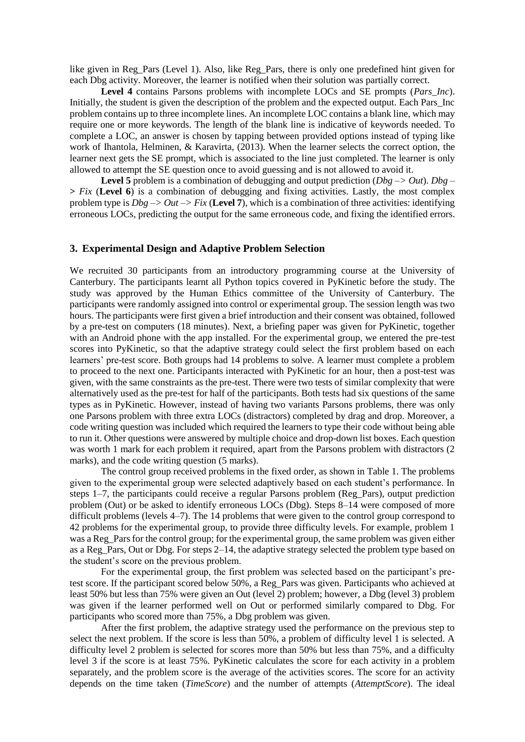like given in Reg_Pars (Level 1). Also, like Reg_Pars, there is only one predefined hint given for each Dbg activity. Moreover, the learner is notified when their solution was partially correct.

**Level 4** contains Parsons problems with incomplete LOCs and SE prompts (*Pars_Inc*). Initially, the student is given the description of the problem and the expected output. Each Pars_Inc problem contains up to three incomplete lines. An incomplete LOC contains a blank line, which may require one or more keywords. The length of the blank line is indicative of keywords needed. To complete a LOC, an answer is chosen by tapping between provided options instead of typing like work of Ihantola, Helminen, & Karavirta, (2013). When the learner selects the correct option, the learner next gets the SE prompt, which is associated to the line just completed. The learner is only allowed to attempt the SE question once to avoid guessing and is not allowed to avoid it.

**Level 5** problem is a combination of debugging and output prediction (*Dbg –> Out*). *Dbg –> Fix* (**Level 6**) is a combination of debugging and fixing activities. Lastly, the most complex problem type is *Dbg –> Out –> Fix* (**Level 7**), which is a combination of three activities: identifying erroneous LOCs, predicting the output for the same erroneous code, and fixing the identified errors.

## 3. Experimental Design and Adaptive Problem Selection

We recruited 30 participants from an introductory programming course at the University of Canterbury. The participants learnt all Python topics covered in PyKinetic before the study. The study was approved by the Human Ethics committee of the University of Canterbury. The participants were randomly assigned into control or experimental group. The session length was two hours. The participants were first given a brief introduction and their consent was obtained, followed by a pre-test on computers (18 minutes). Next, a briefing paper was given for PyKinetic, together with an Android phone with the app installed. For the experimental group, we entered the pre-test scores into PyKinetic, so that the adaptive strategy could select the first problem based on each learners' pre-test score. Both groups had 14 problems to solve. A learner must complete a problem to proceed to the next one. Participants interacted with PyKinetic for an hour, then a post-test was given, with the same constraints as the pre-test. There were two tests of similar complexity that were alternatively used as the pre-test for half of the participants. Both tests had six questions of the same types as in PyKinetic. However, instead of having two variants Parsons problems, there was only one Parsons problem with three extra LOCs (distractors) completed by drag and drop. Moreover, a code writing question was included which required the learners to type their code without being able to run it. Other questions were answered by multiple choice and drop-down list boxes. Each question was worth 1 mark for each problem it required, apart from the Parsons problem with distractors (2 marks), and the code writing question (5 marks).

The control group received problems in the fixed order, as shown in Table 1. The problems given to the experimental group were selected adaptively based on each student's performance. In steps 1–7, the participants could receive a regular Parsons problem (Reg_Pars), output prediction problem (Out) or be asked to identify erroneous LOCs (Dbg). Steps 8–14 were composed of more difficult problems (levels 4–7). The 14 problems that were given to the control group correspond to 42 problems for the experimental group, to provide three difficulty levels. For example, problem 1 was a Reg_Pars for the control group; for the experimental group, the same problem was given either as a Reg_Pars, Out or Dbg. For steps 2–14, the adaptive strategy selected the problem type based on the student's score on the previous problem.

For the experimental group, the first problem was selected based on the participant's pre-test score. If the participant scored below 50%, a Reg_Pars was given. Participants who achieved at least 50% but less than 75% were given an Out (level 2) problem; however, a Dbg (level 3) problem was given if the learner performed well on Out or performed similarly compared to Dbg. For participants who scored more than 75%, a Dbg problem was given.

After the first problem, the adaptive strategy used the performance on the previous step to select the next problem. If the score is less than 50%, a problem of difficulty level 1 is selected. A difficulty level 2 problem is selected for scores more than 50% but less than 75%, and a difficulty level 3 if the score is at least 75%. PyKinetic calculates the score for each activity in a problem separately, and the problem score is the average of the activities scores. The score for an activity depends on the time taken (*TimeScore*) and the number of attempts (*AttemptScore*). The ideal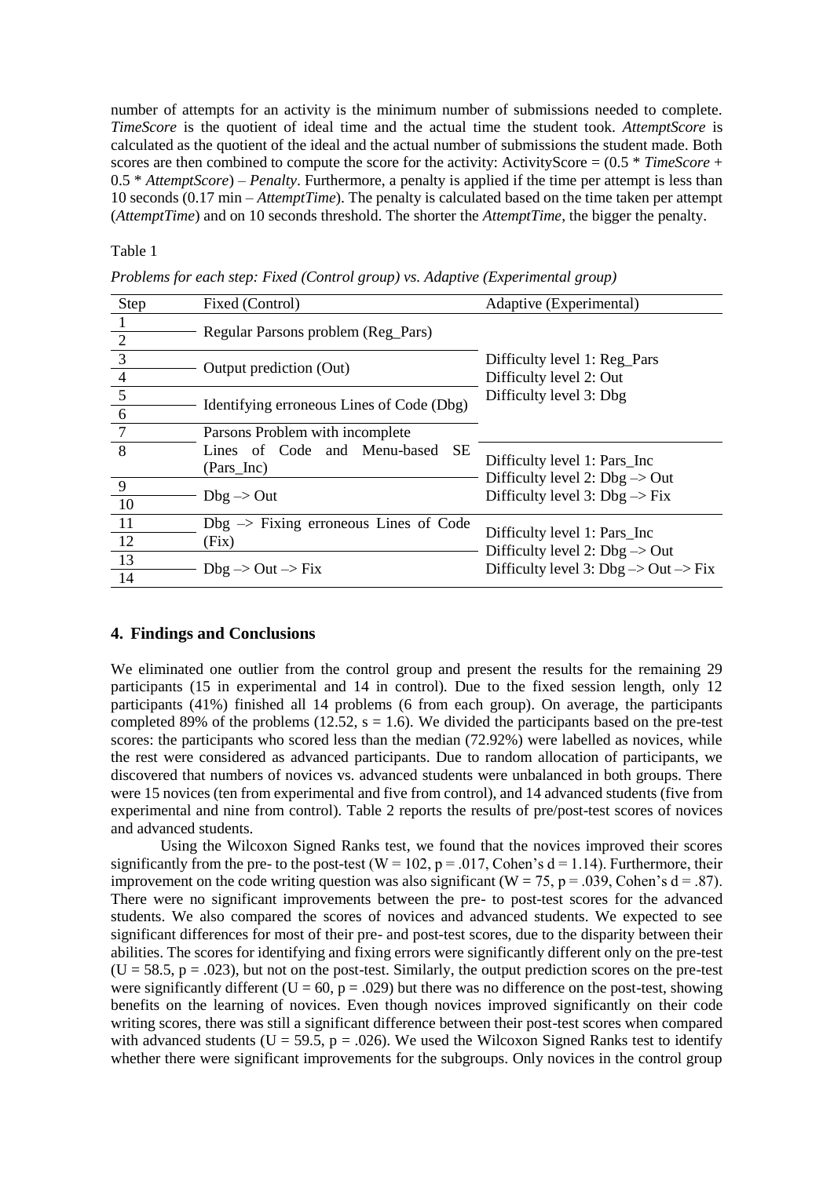number of attempts for an activity is the minimum number of submissions needed to complete. *TimeScore* is the quotient of ideal time and the actual time the student took. *AttemptScore* is calculated as the quotient of the ideal and the actual number of submissions the student made. Both scores are then combined to compute the score for the activity: ActivityScore = (0.5 * *TimeScore* + 0.5 * *AttemptScore*) – *Penalty*. Furthermore, a penalty is applied if the time per attempt is less than 10 seconds (0.17 min – *AttemptTime*). The penalty is calculated based on the time taken per attempt (*AttemptTime*) and on 10 seconds threshold. The shorter the *AttemptTime*, the bigger the penalty.

Table 1

*Problems for each step: Fixed (Control group) vs. Adaptive (Experimental group)*

| Step | Fixed (Control) | Adaptive (Experimental) |
|---|---|---|
| 1 | Regular Parsons problem (Reg_Pars) | Difficulty level 1: Reg_Pars<br>Difficulty level 2: Out<br>Difficulty level 3: Dbg |
| 2 | | |
| 3 | Output prediction (Out) | |
| 4 | | |
| 5 | Identifying erroneous Lines of Code (Dbg) | |
| 6 | | |
| 7 | Parsons Problem with incomplete Lines of Code and Menu-based SE (Pars_Inc) | |
| 8 | | Difficulty level 1: Pars_Inc<br>Difficulty level 2: Dbg –> Out<br>Difficulty level 3: Dbg –> Fix |
| 9 | Dbg –> Out | |
| 10 | | |
| 11 | Dbg –> Fixing erroneous Lines of Code (Fix) | Difficulty level 1: Pars_Inc<br>Difficulty level 2: Dbg –> Out<br>Difficulty level 3: Dbg –> Out –> Fix |
| 12 | | |
| 13 | Dbg –> Out –> Fix | |
| 14 | | |

## 4. Findings and Conclusions

We eliminated one outlier from the control group and present the results for the remaining 29 participants (15 in experimental and 14 in control). Due to the fixed session length, only 12 participants (41%) finished all 14 problems (6 from each group). On average, the participants completed 89% of the problems (12.52, $s = 1.6$). We divided the participants based on the pre-test scores: the participants who scored less than the median (72.92%) were labelled as novices, while the rest were considered as advanced participants. Due to random allocation of participants, we discovered that numbers of novices vs. advanced students were unbalanced in both groups. There were 15 novices (ten from experimental and five from control), and 14 advanced students (five from experimental and nine from control). Table 2 reports the results of pre/post-test scores of novices and advanced students.

Using the Wilcoxon Signed Ranks test, we found that the novices improved their scores significantly from the pre- to the post-test ($W = 102$, $p = .017$, Cohen's $d = 1.14$). Furthermore, their improvement on the code writing question was also significant ($W = 75$, $p = .039$, Cohen's $d = .87$). There were no significant improvements between the pre- to post-test scores for the advanced students. We also compared the scores of novices and advanced students. We expected to see significant differences for most of their pre- and post-test scores, due to the disparity between their abilities. The scores for identifying and fixing errors were significantly different only on the pre-test ($U = 58.5$, $p = .023$), but not on the post-test. Similarly, the output prediction scores on the pre-test were significantly different ($U = 60$, $p = .029$) but there was no difference on the post-test, showing benefits on the learning of novices. Even though novices improved significantly on their code writing scores, there was still a significant difference between their post-test scores when compared with advanced students ($U = 59.5$, $p = .026$). We used the Wilcoxon Signed Ranks test to identify whether there were significant improvements for the subgroups. Only novices in the control group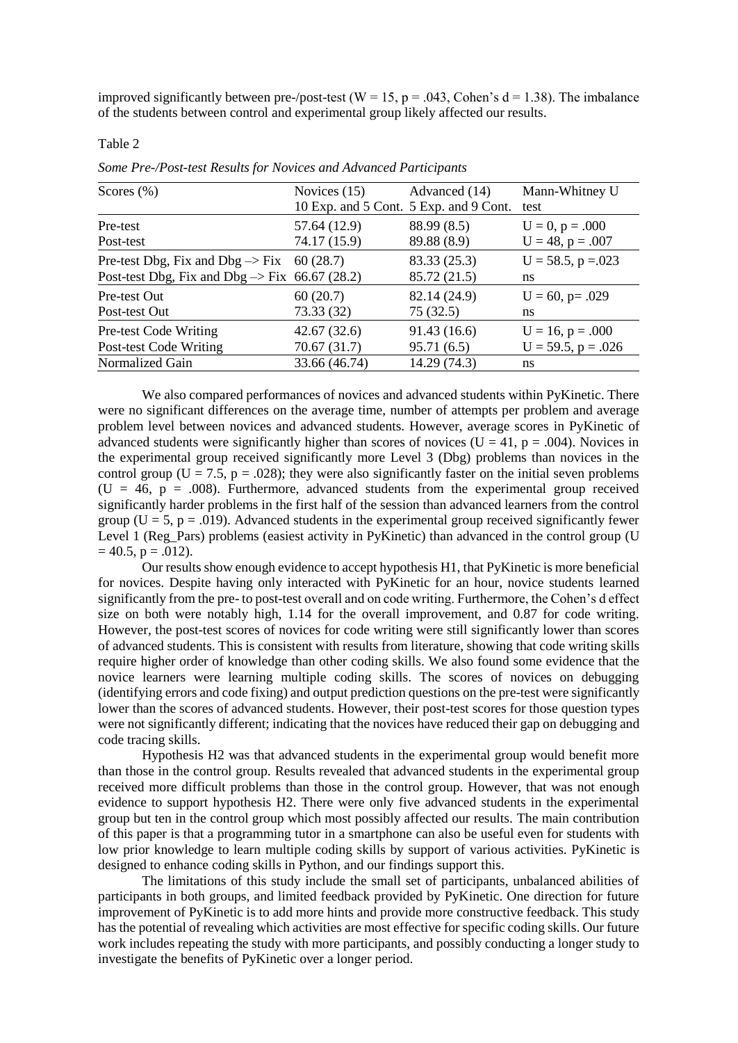improved significantly between pre-/post-test ($W = 15$, $p = .043$, Cohen's $d = 1.38$). The imbalance of the students between control and experimental group likely affected our results.

Table 2

*Some Pre-/Post-test Results for Novices and Advanced Participants*

| Scores (%) | Novices (15)<br>10 Exp. and 5 Cont. | Advanced (14)<br>5 Exp. and 9 Cont. | Mann-Whitney U test |
|---|---|---|---|
| Pre-test | 57.64 (12.9) | 88.99 (8.5) | $U = 0$, $p = .000$ |
| Post-test | 74.17 (15.9) | 89.88 (8.9) | $U = 48$, $p = .007$ |
| Pre-test Dbg, Fix and Dbg –> Fix | 60 (28.7) | 83.33 (25.3) | $U = 58.5$, $p = .023$ |
| Post-test Dbg, Fix and Dbg –> Fix | 66.67 (28.2) | 85.72 (21.5) | ns |
| Pre-test Out | 60 (20.7) | 82.14 (24.9) | $U = 60$, $p = .029$ |
| Post-test Out | 73.33 (32) | 75 (32.5) | ns |
| Pre-test Code Writing | 42.67 (32.6) | 91.43 (16.6) | $U = 16$, $p = .000$ |
| Post-test Code Writing | 70.67 (31.7) | 95.71 (6.5) | $U = 59.5$, $p = .026$ |
| Normalized Gain | 33.66 (46.74) | 14.29 (74.3) | ns |

We also compared performances of novices and advanced students within PyKinetic. There were no significant differences on the average time, number of attempts per problem and average problem level between novices and advanced students. However, average scores in PyKinetic of advanced students were significantly higher than scores of novices ($U = 41$, $p = .004$). Novices in the experimental group received significantly more Level 3 (Dbg) problems than novices in the control group ($U = 7.5$, $p = .028$); they were also significantly faster on the initial seven problems ($U = 46$, $p = .008$). Furthermore, advanced students from the experimental group received significantly harder problems in the first half of the session than advanced learners from the control group ($U = 5$, $p = .019$). Advanced students in the experimental group received significantly fewer Level 1 (Reg_Pars) problems (easiest activity in PyKinetic) than advanced in the control group ($U = 40.5$, $p = .012$).

Our results show enough evidence to accept hypothesis H1, that PyKinetic is more beneficial for novices. Despite having only interacted with PyKinetic for an hour, novice students learned significantly from the pre- to post-test overall and on code writing. Furthermore, the Cohen's d effect size on both were notably high, 1.14 for the overall improvement, and 0.87 for code writing. However, the post-test scores of novices for code writing were still significantly lower than scores of advanced students. This is consistent with results from literature, showing that code writing skills require higher order of knowledge than other coding skills. We also found some evidence that the novice learners were learning multiple coding skills. The scores of novices on debugging (identifying errors and code fixing) and output prediction questions on the pre-test were significantly lower than the scores of advanced students. However, their post-test scores for those question types were not significantly different; indicating that the novices have reduced their gap on debugging and code tracing skills.

Hypothesis H2 was that advanced students in the experimental group would benefit more than those in the control group. Results revealed that advanced students in the experimental group received more difficult problems than those in the control group. However, that was not enough evidence to support hypothesis H2. There were only five advanced students in the experimental group but ten in the control group which most possibly affected our results. The main contribution of this paper is that a programming tutor in a smartphone can also be useful even for students with low prior knowledge to learn multiple coding skills by support of various activities. PyKinetic is designed to enhance coding skills in Python, and our findings support this.

The limitations of this study include the small set of participants, unbalanced abilities of participants in both groups, and limited feedback provided by PyKinetic. One direction for future improvement of PyKinetic is to add more hints and provide more constructive feedback. This study has the potential of revealing which activities are most effective for specific coding skills. Our future work includes repeating the study with more participants, and possibly conducting a longer study to investigate the benefits of PyKinetic over a longer period.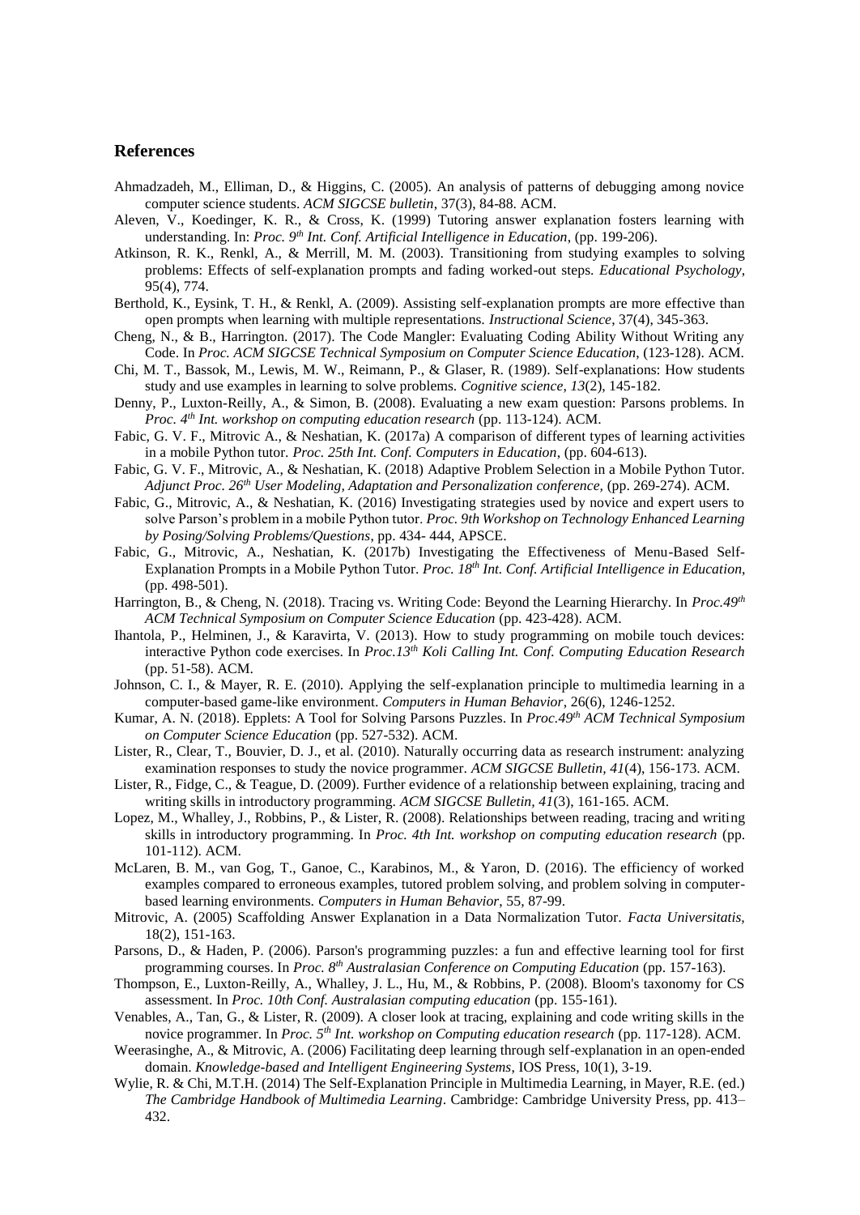## References

Ahmadzadeh, M., Elliman, D., & Higgins, C. (2005). An analysis of patterns of debugging among novice computer science students. *ACM SIGCSE bulletin*, 37(3), 84-88. ACM.

Aleven, V., Koedinger, K. R., & Cross, K. (1999) Tutoring answer explanation fosters learning with understanding. In: *Proc. 9th Int. Conf. Artificial Intelligence in Education*, (pp. 199-206).

Atkinson, R. K., Renkl, A., & Merrill, M. M. (2003). Transitioning from studying examples to solving problems: Effects of self-explanation prompts and fading worked-out steps. *Educational Psychology*, 95(4), 774.

Berthold, K., Eysink, T. H., & Renkl, A. (2009). Assisting self-explanation prompts are more effective than open prompts when learning with multiple representations. *Instructional Science*, 37(4), 345-363.

Cheng, N., & B., Harrington. (2017). The Code Mangler: Evaluating Coding Ability Without Writing any Code. In *Proc. ACM SIGCSE Technical Symposium on Computer Science Education*, (123-128). ACM.

Chi, M. T., Bassok, M., Lewis, M. W., Reimann, P., & Glaser, R. (1989). Self-explanations: How students study and use examples in learning to solve problems. *Cognitive science*, *13*(2), 145-182.

Denny, P., Luxton-Reilly, A., & Simon, B. (2008). Evaluating a new exam question: Parsons problems. In *Proc. 4th Int. workshop on computing education research* (pp. 113-124). ACM.

Fabic, G. V. F., Mitrovic A., & Neshatian, K. (2017a) A comparison of different types of learning activities in a mobile Python tutor. *Proc. 25th Int. Conf. Computers in Education*, (pp. 604-613).

Fabic, G. V. F., Mitrovic, A., & Neshatian, K. (2018) Adaptive Problem Selection in a Mobile Python Tutor. *Adjunct Proc. 26th User Modeling, Adaptation and Personalization conference,* (pp. 269-274). ACM.

Fabic, G., Mitrovic, A., & Neshatian, K. (2016) Investigating strategies used by novice and expert users to solve Parson's problem in a mobile Python tutor. *Proc. 9th Workshop on Technology Enhanced Learning by Posing/Solving Problems/Questions*, pp. 434- 444, APSCE.

Fabic, G., Mitrovic, A., Neshatian, K. (2017b) Investigating the Effectiveness of Menu-Based Self-Explanation Prompts in a Mobile Python Tutor. *Proc. 18th Int. Conf. Artificial Intelligence in Education*, (pp. 498-501).

Harrington, B., & Cheng, N. (2018). Tracing vs. Writing Code: Beyond the Learning Hierarchy. In *Proc.49th ACM Technical Symposium on Computer Science Education* (pp. 423-428). ACM.

Ihantola, P., Helminen, J., & Karavirta, V. (2013). How to study programming on mobile touch devices: interactive Python code exercises. In *Proc.13th Koli Calling Int. Conf. Computing Education Research* (pp. 51-58). ACM.

Johnson, C. I., & Mayer, R. E. (2010). Applying the self-explanation principle to multimedia learning in a computer-based game-like environment. *Computers in Human Behavior*, 26(6), 1246-1252.

Kumar, A. N. (2018). Epplets: A Tool for Solving Parsons Puzzles. In *Proc.49th ACM Technical Symposium on Computer Science Education* (pp. 527-532). ACM.

Lister, R., Clear, T., Bouvier, D. J., et al. (2010). Naturally occurring data as research instrument: analyzing examination responses to study the novice programmer. *ACM SIGCSE Bulletin*, *41*(4), 156-173. ACM.

Lister, R., Fidge, C., & Teague, D. (2009). Further evidence of a relationship between explaining, tracing and writing skills in introductory programming. *ACM SIGCSE Bulletin*, *41*(3), 161-165. ACM.

Lopez, M., Whalley, J., Robbins, P., & Lister, R. (2008). Relationships between reading, tracing and writing skills in introductory programming. In *Proc. 4th Int. workshop on computing education research* (pp. 101-112). ACM.

McLaren, B. M., van Gog, T., Ganoe, C., Karabinos, M., & Yaron, D. (2016). The efficiency of worked examples compared to erroneous examples, tutored problem solving, and problem solving in computer-based learning environments. *Computers in Human Behavior*, 55, 87-99.

Mitrovic, A. (2005) Scaffolding Answer Explanation in a Data Normalization Tutor. *Facta Universitatis*, 18(2), 151-163.

Parsons, D., & Haden, P. (2006). Parson's programming puzzles: a fun and effective learning tool for first programming courses. In *Proc. 8th Australasian Conference on Computing Education* (pp. 157-163).

Thompson, E., Luxton-Reilly, A., Whalley, J. L., Hu, M., & Robbins, P. (2008). Bloom's taxonomy for CS assessment. In *Proc. 10th Conf. Australasian computing education* (pp. 155-161).

Venables, A., Tan, G., & Lister, R. (2009). A closer look at tracing, explaining and code writing skills in the novice programmer. In *Proc. 5th Int. workshop on Computing education research* (pp. 117-128). ACM.

Weerasinghe, A., & Mitrovic, A. (2006) Facilitating deep learning through self-explanation in an open-ended domain. *Knowledge-based and Intelligent Engineering Systems*, IOS Press, 10(1), 3-19.

Wylie, R. & Chi, M.T.H. (2014) The Self-Explanation Principle in Multimedia Learning, in Mayer, R.E. (ed.) *The Cambridge Handbook of Multimedia Learning*. Cambridge: Cambridge University Press, pp. 413–432.